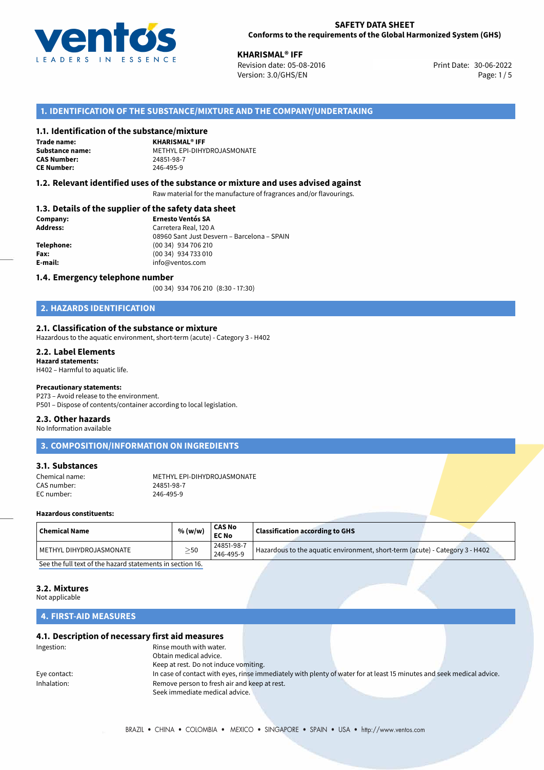**SAFETY DATA SHEET**
**Conforms to the requirements of the Global Harmonized System (GHS)**

**KHARISMAL® IFF**
Revision date: 05-08-2016
Version: 3.0/GHS/EN

Print Date: 30-06-2022

## 1. IDENTIFICATION OF THE SUBSTANCE/MIXTURE AND THE COMPANY/UNDERTAKING

### 1.1. Identification of the substance/mixture

**Trade name:** **KHARISMAL® IFF**
**Substance name:** METHYL EPI-DIHYDROJASMONATE
**CAS Number:** 24851-98-7
**CE Number:** 246-495-9

### 1.2. Relevant identified uses of the substance or mixture and uses advised against

Raw material for the manufacture of fragrances and/or flavourings.

### 1.3. Details of the supplier of the safety data sheet

**Company:** **Ernesto Ventós SA**
**Address:** Carretera Real, 120 A
08960 Sant Just Desvern – Barcelona – SPAIN
**Telephone:** (00 34) 934 706 210
**Fax:** (00 34) 934 733 010
**E-mail:** info@ventos.com

### 1.4. Emergency telephone number

(00 34) 934 706 210 (8:30 - 17:30)

## 2. HAZARDS IDENTIFICATION

### 2.1. Classification of the substance or mixture

Hazardous to the aquatic environment, short-term (acute) - Category 3 - H402

### 2.2. Label Elements

**Hazard statements:**
H402 – Harmful to aquatic life.

**Precautionary statements:**
P273 – Avoid release to the environment.
P501 – Dispose of contents/container according to local legislation.

### 2.3. Other hazards

No Information available

## 3. COMPOSITION/INFORMATION ON INGREDIENTS

### 3.1. Substances

Chemical name: METHYL EPI-DIHYDROJASMONATE
CAS number: 24851-98-7
EC number: 246-495-9

**Hazardous constituents:**

| Chemical Name | % (w/w) | CAS No EC No | Classification according to GHS |
|---|---|---|---|
| METHYL DIHYDROJASMONATE | ≥50 | 24851-98-7 246-495-9 | Hazardous to the aquatic environment, short-term (acute) - Category 3 - H402 |

See the full text of the hazard statements in section 16.

### 3.2. Mixtures

Not applicable

## 4. FIRST-AID MEASURES

### 4.1. Description of necessary first aid measures

Ingestion: Rinse mouth with water.
Obtain medical advice.
Keep at rest. Do not induce vomiting.

Eye contact: In case of contact with eyes, rinse immediately with plenty of water for at least 15 minutes and seek medical advice.

Inhalation: Remove person to fresh air and keep at rest.
Seek immediate medical advice.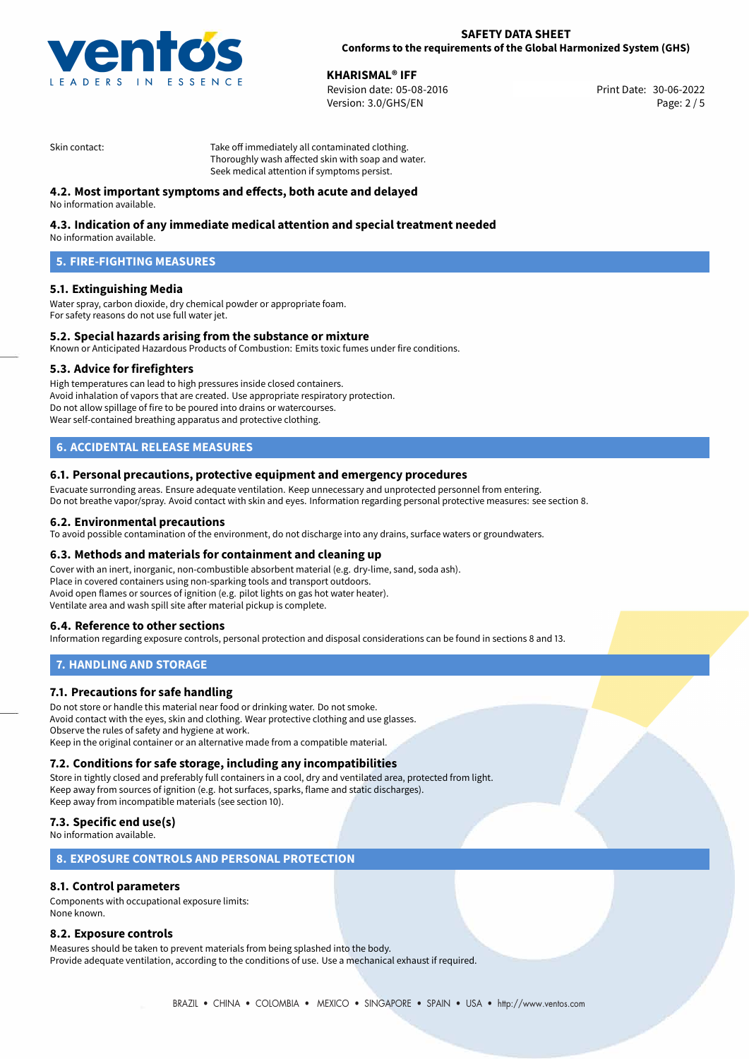Skin contact: Take off immediately all contaminated clothing.
Thoroughly wash affected skin with soap and water.
Seek medical attention if symptoms persist.

### 4.2. Most important symptoms and effects, both acute and delayed

No information available.

### 4.3. Indication of any immediate medical attention and special treatment needed

No information available.

## 5. FIRE-FIGHTING MEASURES

### 5.1. Extinguishing Media

Water spray, carbon dioxide, dry chemical powder or appropriate foam.
For safety reasons do not use full water jet.

### 5.2. Special hazards arising from the substance or mixture

Known or Anticipated Hazardous Products of Combustion: Emits toxic fumes under fire conditions.

### 5.3. Advice for firefighters

High temperatures can lead to high pressures inside closed containers.
Avoid inhalation of vapors that are created. Use appropriate respiratory protection.
Do not allow spillage of fire to be poured into drains or watercourses.
Wear self-contained breathing apparatus and protective clothing.

## 6. ACCIDENTAL RELEASE MEASURES

### 6.1. Personal precautions, protective equipment and emergency procedures

Evacuate surronding areas. Ensure adequate ventilation. Keep unnecessary and unprotected personnel from entering.
Do not breathe vapor/spray. Avoid contact with skin and eyes. Information regarding personal protective measures: see section 8.

### 6.2. Environmental precautions

To avoid possible contamination of the environment, do not discharge into any drains, surface waters or groundwaters.

### 6.3. Methods and materials for containment and cleaning up

Cover with an inert, inorganic, non-combustible absorbent material (e.g. dry-lime, sand, soda ash).
Place in covered containers using non-sparking tools and transport outdoors.
Avoid open flames or sources of ignition (e.g. pilot lights on gas hot water heater).
Ventilate area and wash spill site after material pickup is complete.

### 6.4. Reference to other sections

Information regarding exposure controls, personal protection and disposal considerations can be found in sections 8 and 13.

## 7. HANDLING AND STORAGE

### 7.1. Precautions for safe handling

Do not store or handle this material near food or drinking water. Do not smoke.
Avoid contact with the eyes, skin and clothing. Wear protective clothing and use glasses.
Observe the rules of safety and hygiene at work.
Keep in the original container or an alternative made from a compatible material.

### 7.2. Conditions for safe storage, including any incompatibilities

Store in tightly closed and preferably full containers in a cool, dry and ventilated area, protected from light.
Keep away from sources of ignition (e.g. hot surfaces, sparks, flame and static discharges).
Keep away from incompatible materials (see section 10).

### 7.3. Specific end use(s)

No information available.

## 8. EXPOSURE CONTROLS AND PERSONAL PROTECTION

### 8.1. Control parameters

Components with occupational exposure limits:
None known.

### 8.2. Exposure controls

Measures should be taken to prevent materials from being splashed into the body.
Provide adequate ventilation, according to the conditions of use. Use a mechanical exhaust if required.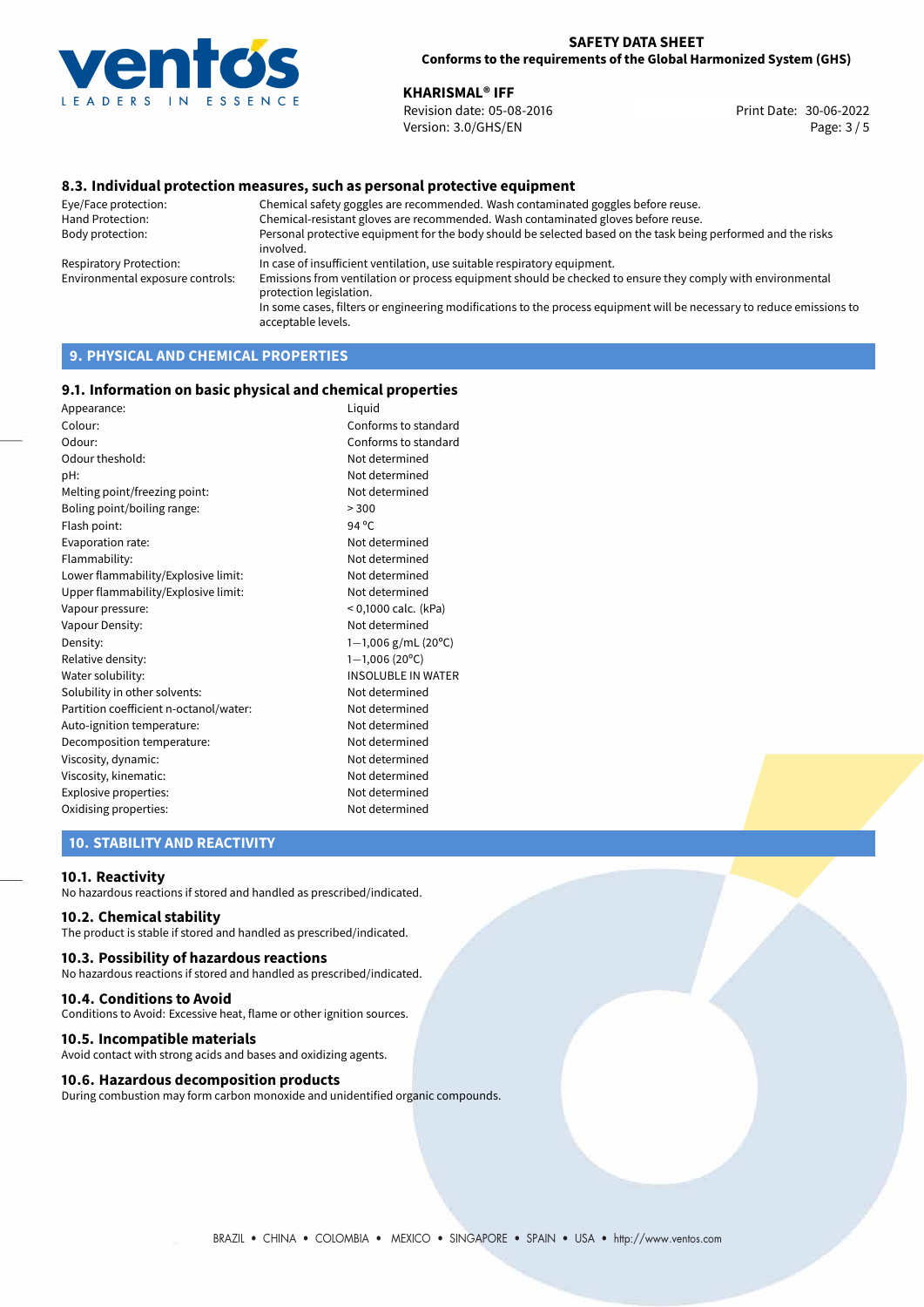### 8.3. Individual protection measures, such as personal protective equipment

| | |
|---|---|
| Eye/Face protection: | Chemical safety goggles are recommended. Wash contaminated goggles before reuse. |
| Hand Protection: | Chemical-resistant gloves are recommended. Wash contaminated gloves before reuse. |
| Body protection: | Personal protective equipment for the body should be selected based on the task being performed and the risks involved. |
| Respiratory Protection: | In case of insufficient ventilation, use suitable respiratory equipment. |
| Environmental exposure controls: | Emissions from ventilation or process equipment should be checked to ensure they comply with environmental protection legislation. In some cases, filters or engineering modifications to the process equipment will be necessary to reduce emissions to acceptable levels. |

## 9. PHYSICAL AND CHEMICAL PROPERTIES

### 9.1. Information on basic physical and chemical properties

| | |
|---|---|
| Appearance: | Liquid |
| Colour: | Conforms to standard |
| Odour: | Conforms to standard |
| Odour theshold: | Not determined |
| pH: | Not determined |
| Melting point/freezing point: | Not determined |
| Boling point/boiling range: | > 300 |
| Flash point: | 94 °C |
| Evaporation rate: | Not determined |
| Flammability: | Not determined |
| Lower flammability/Explosive limit: | Not determined |
| Upper flammability/Explosive limit: | Not determined |
| Vapour pressure: | < 0,1000 calc. (kPa) |
| Vapour Density: | Not determined |
| Density: | 1—1,006 g/mL (20°C) |
| Relative density: | 1—1,006 (20°C) |
| Water solubility: | INSOLUBLE IN WATER |
| Solubility in other solvents: | Not determined |
| Partition coefficient n-octanol/water: | Not determined |
| Auto-ignition temperature: | Not determined |
| Decomposition temperature: | Not determined |
| Viscosity, dynamic: | Not determined |
| Viscosity, kinematic: | Not determined |
| Explosive properties: | Not determined |
| Oxidising properties: | Not determined |

## 10. STABILITY AND REACTIVITY

### 10.1. Reactivity

No hazardous reactions if stored and handled as prescribed/indicated.

### 10.2. Chemical stability

The product is stable if stored and handled as prescribed/indicated.

### 10.3. Possibility of hazardous reactions

No hazardous reactions if stored and handled as prescribed/indicated.

### 10.4. Conditions to Avoid

Conditions to Avoid: Excessive heat, flame or other ignition sources.

### 10.5. Incompatible materials

Avoid contact with strong acids and bases and oxidizing agents.

### 10.6. Hazardous decomposition products

During combustion may form carbon monoxide and unidentified organic compounds.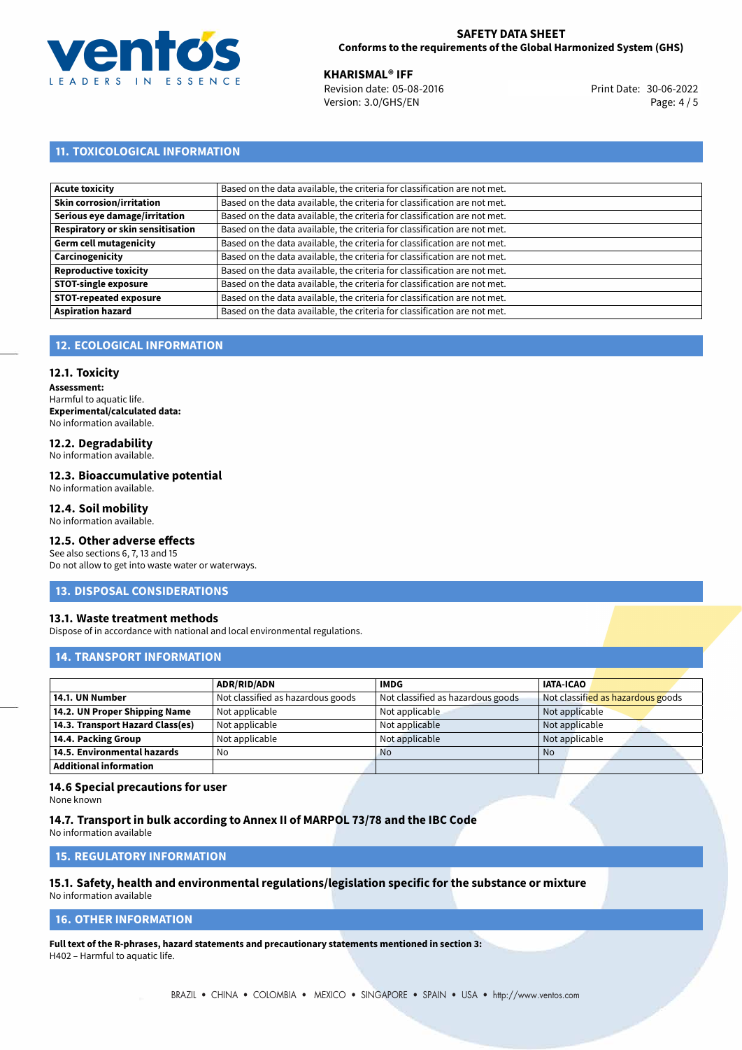## 11. TOXICOLOGICAL INFORMATION

| | |
|---|---|
| **Acute toxicity** | Based on the data available, the criteria for classification are not met. |
| **Skin corrosion/irritation** | Based on the data available, the criteria for classification are not met. |
| **Serious eye damage/irritation** | Based on the data available, the criteria for classification are not met. |
| **Respiratory or skin sensitisation** | Based on the data available, the criteria for classification are not met. |
| **Germ cell mutagenicity** | Based on the data available, the criteria for classification are not met. |
| **Carcinogenicity** | Based on the data available, the criteria for classification are not met. |
| **Reproductive toxicity** | Based on the data available, the criteria for classification are not met. |
| **STOT-single exposure** | Based on the data available, the criteria for classification are not met. |
| **STOT-repeated exposure** | Based on the data available, the criteria for classification are not met. |
| **Aspiration hazard** | Based on the data available, the criteria for classification are not met. |

## 12. ECOLOGICAL INFORMATION

### 12.1. Toxicity

**Assessment:**
Harmful to aquatic life.
**Experimental/calculated data:**
No information available.

### 12.2. Degradability

No information available.

### 12.3. Bioaccumulative potential

No information available.

### 12.4. Soil mobility

No information available.

### 12.5. Other adverse effects

See also sections 6, 7, 13 and 15
Do not allow to get into waste water or waterways.

## 13. DISPOSAL CONSIDERATIONS

### 13.1. Waste treatment methods

Dispose of in accordance with national and local environmental regulations.

## 14. TRANSPORT INFORMATION

| | ADR/RID/ADN | IMDG | IATA-ICAO |
|---|---|---|---|
| **14.1. UN Number** | Not classified as hazardous goods | Not classified as hazardous goods | Not classified as hazardous goods |
| **14.2. UN Proper Shipping Name** | Not applicable | Not applicable | Not applicable |
| **14.3. Transport Hazard Class(es)** | Not applicable | Not applicable | Not applicable |
| **14.4. Packing Group** | Not applicable | Not applicable | Not applicable |
| **14.5. Environmental hazards** | No | No | No |
| **Additional information** | | | |

### 14.6 Special precautions for user

None known

### 14.7. Transport in bulk according to Annex II of MARPOL 73/78 and the IBC Code

No information available

## 15. REGULATORY INFORMATION

### 15.1. Safety, health and environmental regulations/legislation specific for the substance or mixture

No information available

## 16. OTHER INFORMATION

**Full text of the R-phrases, hazard statements and precautionary statements mentioned in section 3:**
H402 – Harmful to aquatic life.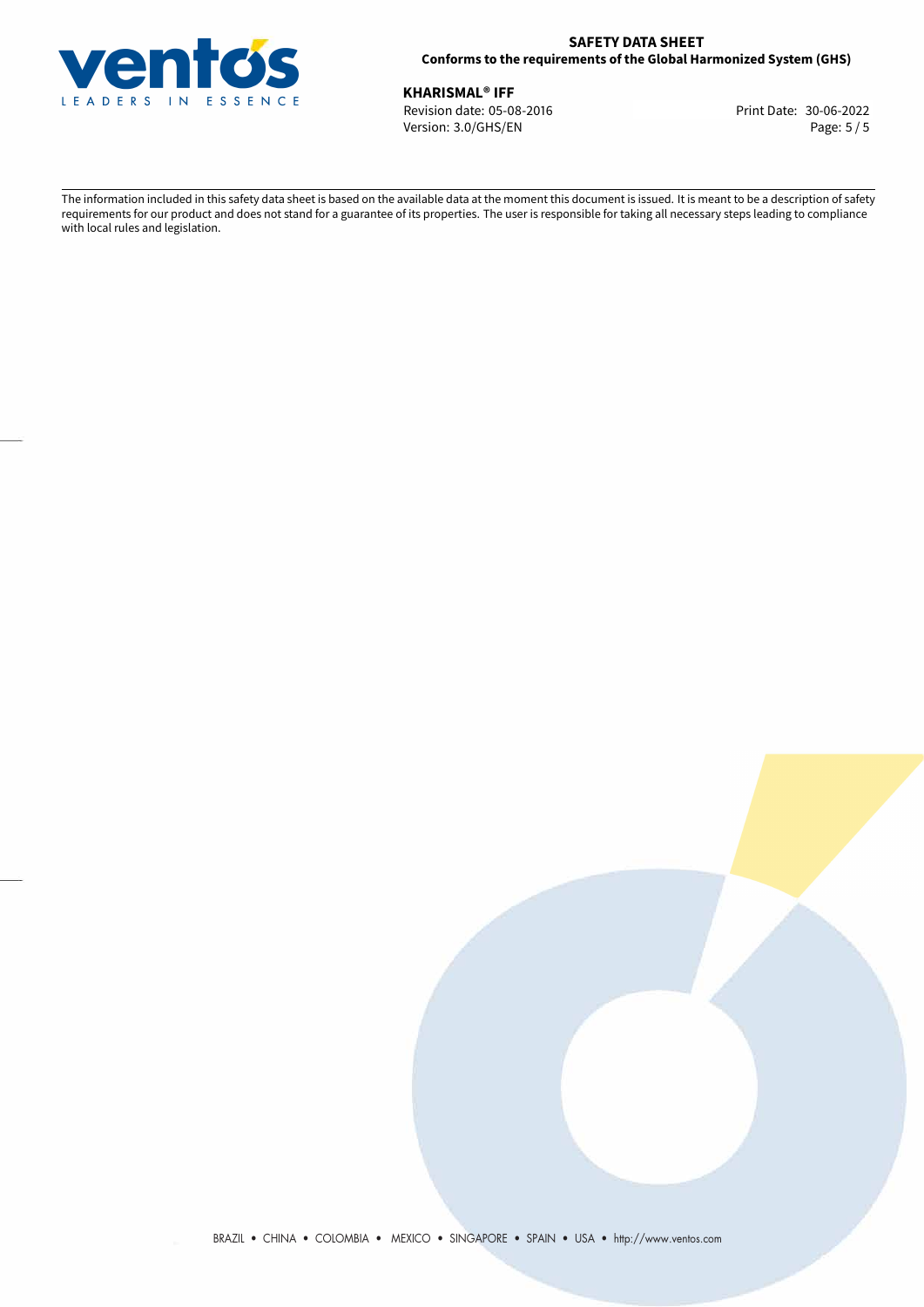The information included in this safety data sheet is based on the available data at the moment this document is issued. It is meant to be a description of safety requirements for our product and does not stand for a guarantee of its properties. The user is responsible for taking all necessary steps leading to compliance with local rules and legislation.